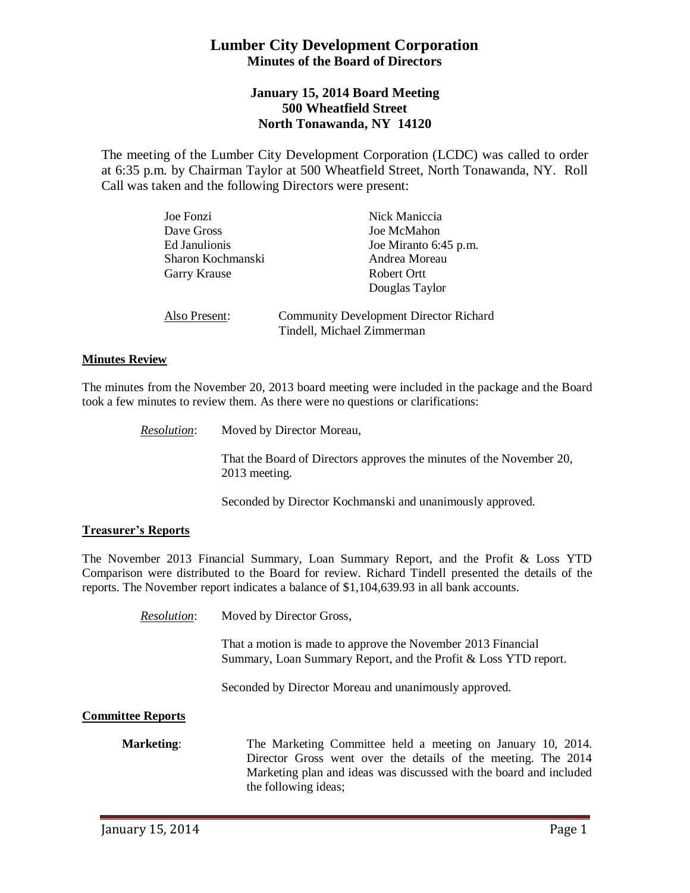# Lumber City Development Corporation

## Minutes of the Board of Directors

### January 15, 2014 Board Meeting
### 500 Wheatfield Street
### North Tonawanda, NY 14120

The meeting of the Lumber City Development Corporation (LCDC) was called to order at 6:35 p.m. by Chairman Taylor at 500 Wheatfield Street, North Tonawanda, NY. Roll Call was taken and the following Directors were present:

| | |
|---|---|
| Joe Fonzi | Nick Maniccia |
| Dave Gross | Joe McMahon |
| Ed Janulionis | Joe Miranto 6:45 p.m. |
| Sharon Kochmanski | Andrea Moreau |
| Garry Krause | Robert Ortt |
| | Douglas Taylor |

Also Present: Community Development Director Richard Tindell, Michael Zimmerman

**Minutes Review**

The minutes from the November 20, 2013 board meeting were included in the package and the Board took a few minutes to review them. As there were no questions or clarifications:

*Resolution*: Moved by Director Moreau,

That the Board of Directors approves the minutes of the November 20, 2013 meeting.

Seconded by Director Kochmanski and unanimously approved.

**Treasurer's Reports**

The November 2013 Financial Summary, Loan Summary Report, and the Profit & Loss YTD Comparison were distributed to the Board for review. Richard Tindell presented the details of the reports. The November report indicates a balance of $1,104,639.93 in all bank accounts.

*Resolution*: Moved by Director Gross,

That a motion is made to approve the November 2013 Financial Summary, Loan Summary Report, and the Profit & Loss YTD report.

Seconded by Director Moreau and unanimously approved.

**Committee Reports**

**Marketing**: The Marketing Committee held a meeting on January 10, 2014. Director Gross went over the details of the meeting. The 2014 Marketing plan and ideas was discussed with the board and included the following ideas;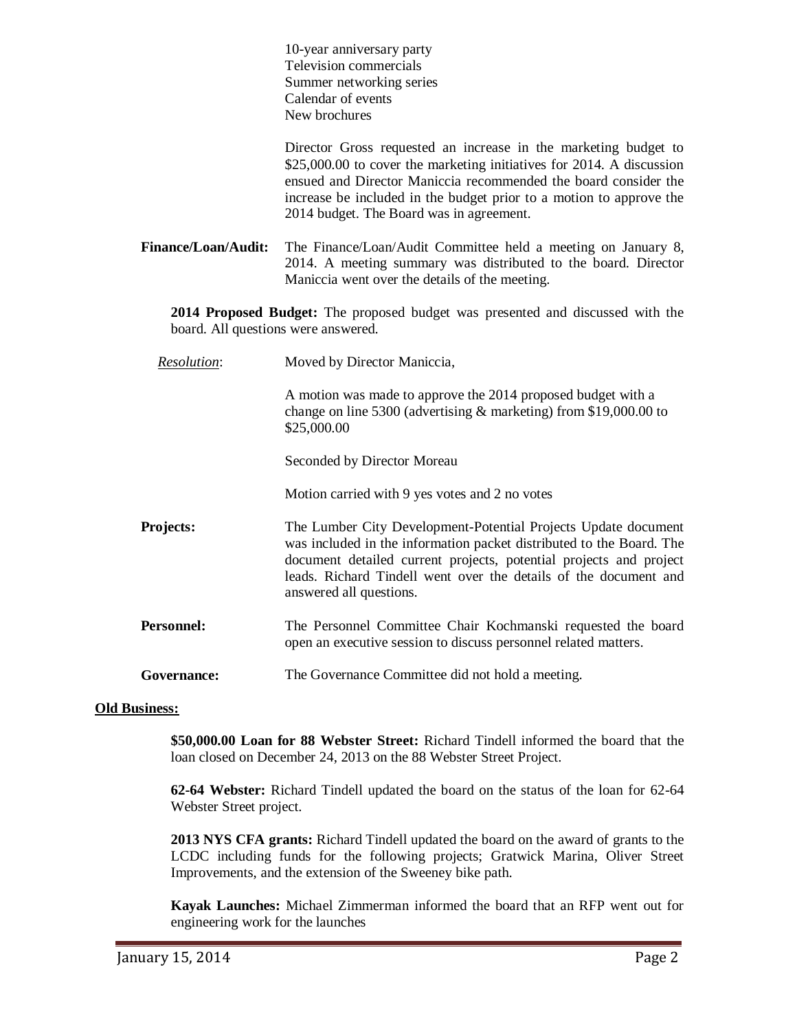10-year anniversary party
Television commercials
Summer networking series
Calendar of events
New brochures

Director Gross requested an increase in the marketing budget to $25,000.00 to cover the marketing initiatives for 2014. A discussion ensued and Director Maniccia recommended the board consider the increase be included in the budget prior to a motion to approve the 2014 budget. The Board was in agreement.

**Finance/Loan/Audit:** The Finance/Loan/Audit Committee held a meeting on January 8, 2014. A meeting summary was distributed to the board. Director Maniccia went over the details of the meeting.

**2014 Proposed Budget:** The proposed budget was presented and discussed with the board. All questions were answered.

*Resolution*: Moved by Director Maniccia,

A motion was made to approve the 2014 proposed budget with a change on line 5300 (advertising & marketing) from $19,000.00 to $25,000.00

Seconded by Director Moreau

Motion carried with 9 yes votes and 2 no votes

**Projects:** The Lumber City Development-Potential Projects Update document was included in the information packet distributed to the Board. The document detailed current projects, potential projects and project leads. Richard Tindell went over the details of the document and answered all questions.

**Personnel:** The Personnel Committee Chair Kochmanski requested the board open an executive session to discuss personnel related matters.

**Governance:** The Governance Committee did not hold a meeting.

**Old Business:**

**$50,000.00 Loan for 88 Webster Street:** Richard Tindell informed the board that the loan closed on December 24, 2013 on the 88 Webster Street Project.

**62-64 Webster:** Richard Tindell updated the board on the status of the loan for 62-64 Webster Street project.

**2013 NYS CFA grants:** Richard Tindell updated the board on the award of grants to the LCDC including funds for the following projects; Gratwick Marina, Oliver Street Improvements, and the extension of the Sweeney bike path.

**Kayak Launches:** Michael Zimmerman informed the board that an RFP went out for engineering work for the launches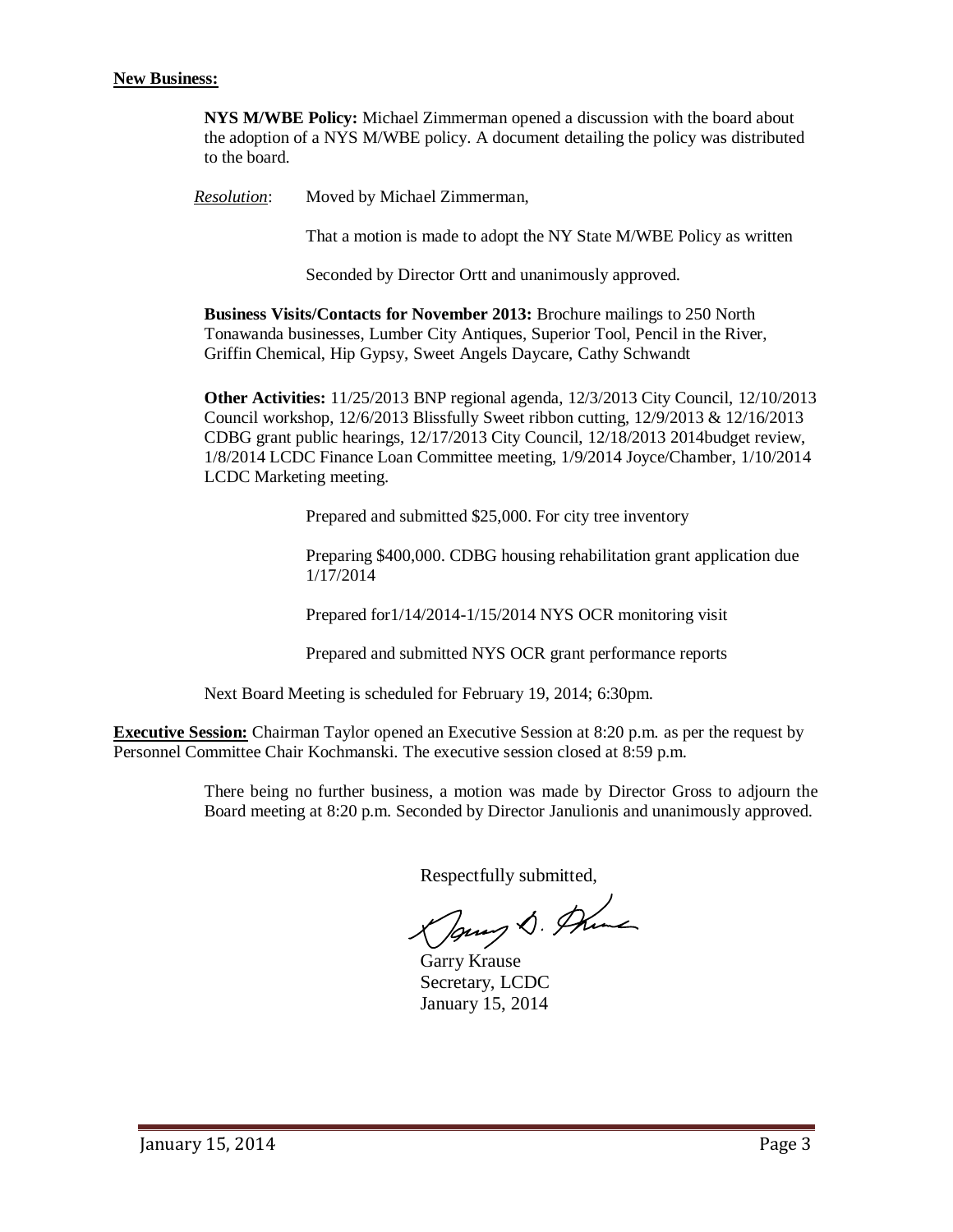**New Business:**

**NYS M/WBE Policy:** Michael Zimmerman opened a discussion with the board about the adoption of a NYS M/WBE policy. A document detailing the policy was distributed to the board.

*Resolution*: Moved by Michael Zimmerman,

That a motion is made to adopt the NY State M/WBE Policy as written

Seconded by Director Ortt and unanimously approved.

**Business Visits/Contacts for November 2013:** Brochure mailings to 250 North Tonawanda businesses, Lumber City Antiques, Superior Tool, Pencil in the River, Griffin Chemical, Hip Gypsy, Sweet Angels Daycare, Cathy Schwandt

**Other Activities:** 11/25/2013 BNP regional agenda, 12/3/2013 City Council, 12/10/2013 Council workshop, 12/6/2013 Blissfully Sweet ribbon cutting, 12/9/2013 & 12/16/2013 CDBG grant public hearings, 12/17/2013 City Council, 12/18/2013 2014budget review, 1/8/2014 LCDC Finance Loan Committee meeting, 1/9/2014 Joyce/Chamber, 1/10/2014 LCDC Marketing meeting.

Prepared and submitted $25,000. For city tree inventory

Preparing $400,000. CDBG housing rehabilitation grant application due 1/17/2014

Prepared for1/14/2014-1/15/2014 NYS OCR monitoring visit

Prepared and submitted NYS OCR grant performance reports

Next Board Meeting is scheduled for February 19, 2014; 6:30pm.

**Executive Session:** Chairman Taylor opened an Executive Session at 8:20 p.m. as per the request by Personnel Committee Chair Kochmanski. The executive session closed at 8:59 p.m.

There being no further business, a motion was made by Director Gross to adjourn the Board meeting at 8:20 p.m. Seconded by Director Janulionis and unanimously approved.

Respectfully submitted,

Garry Krause
Secretary, LCDC
January 15, 2014